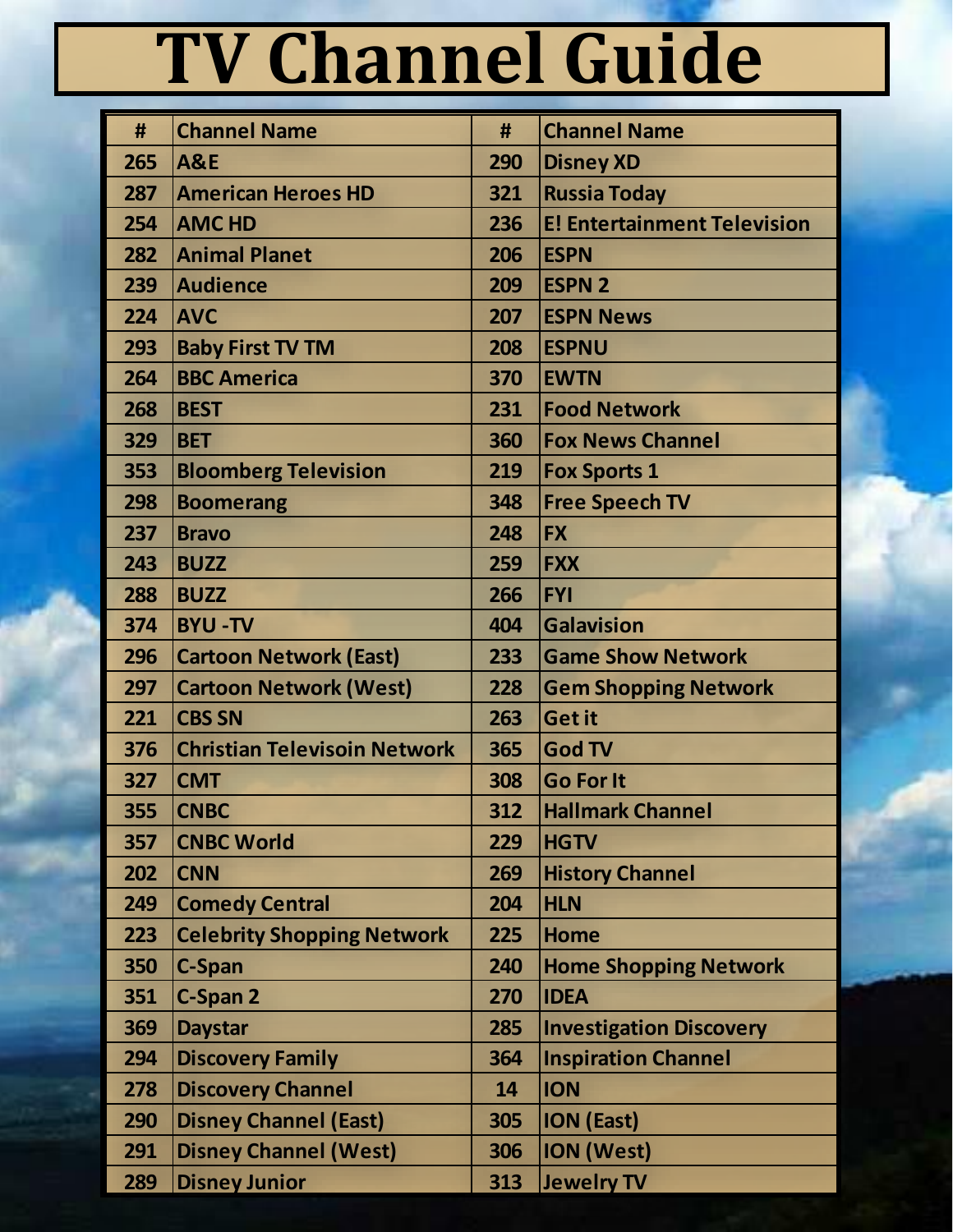# TV Channel Guide

| # | Channel Name | # | Channel Name |
|---|---|---|---|
| 265 | A&E | 290 | Disney XD |
| 287 | American Heroes HD | 321 | Russia Today |
| 254 | AMC HD | 236 | E! Entertainment Television |
| 282 | Animal Planet | 206 | ESPN |
| 239 | Audience | 209 | ESPN 2 |
| 224 | AVC | 207 | ESPN News |
| 293 | Baby First TV TM | 208 | ESPNU |
| 264 | BBC America | 370 | EWTN |
| 268 | BEST | 231 | Food Network |
| 329 | BET | 360 | Fox News Channel |
| 353 | Bloomberg Television | 219 | Fox Sports 1 |
| 298 | Boomerang | 348 | Free Speech TV |
| 237 | Bravo | 248 | FX |
| 243 | BUZZ | 259 | FXX |
| 288 | BUZZ | 266 | FYI |
| 374 | BYU -TV | 404 | Galavision |
| 296 | Cartoon Network (East) | 233 | Game Show Network |
| 297 | Cartoon Network (West) | 228 | Gem Shopping Network |
| 221 | CBS SN | 263 | Get it |
| 376 | Christian Televisoin Network | 365 | God TV |
| 327 | CMT | 308 | Go For It |
| 355 | CNBC | 312 | Hallmark Channel |
| 357 | CNBC World | 229 | HGTV |
| 202 | CNN | 269 | History Channel |
| 249 | Comedy Central | 204 | HLN |
| 223 | Celebrity Shopping Network | 225 | Home |
| 350 | C-Span | 240 | Home Shopping Network |
| 351 | C-Span 2 | 270 | IDEA |
| 369 | Daystar | 285 | Investigation Discovery |
| 294 | Discovery Family | 364 | Inspiration Channel |
| 278 | Discovery Channel | 14 | ION |
| 290 | Disney Channel (East) | 305 | ION (East) |
| 291 | Disney Channel (West) | 306 | ION (West) |
| 289 | Disney Junior | 313 | Jewelry TV |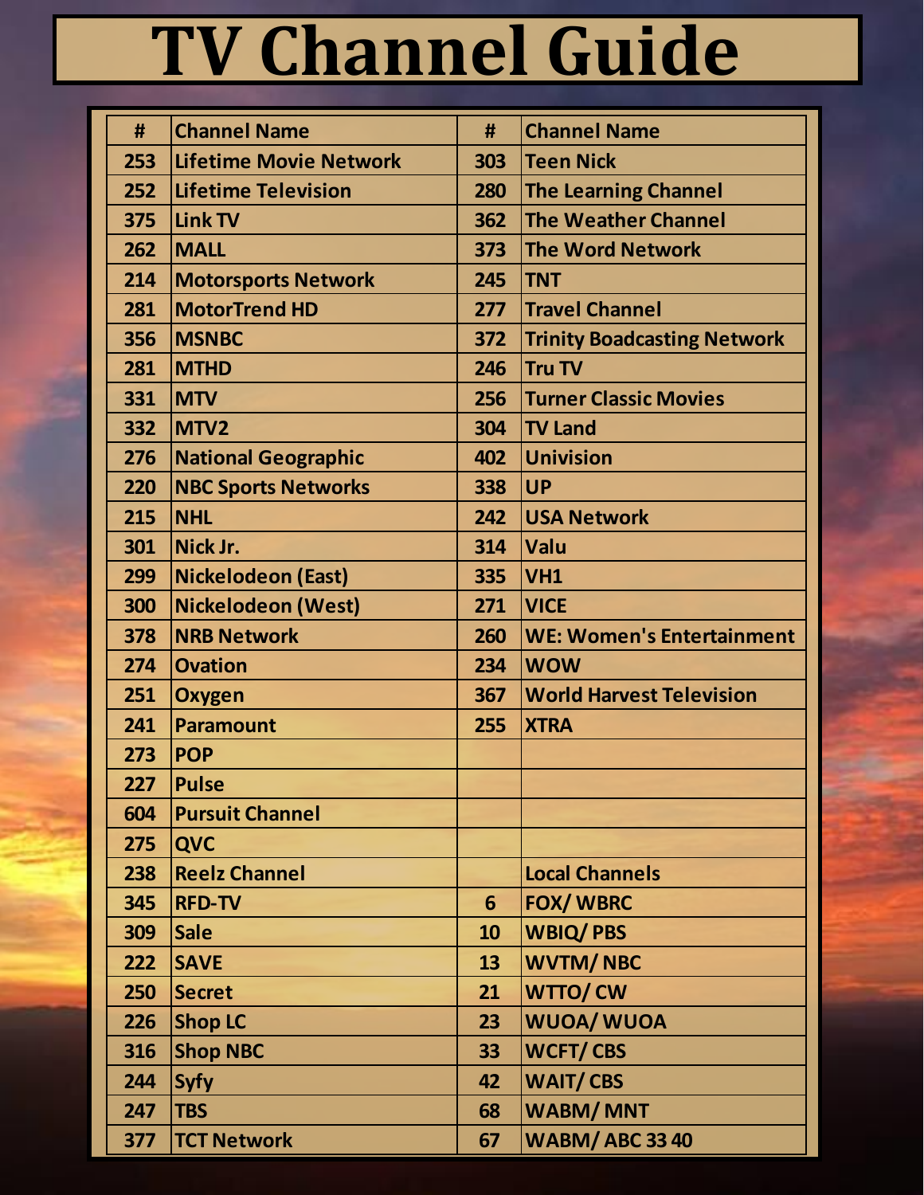# TV Channel Guide

| # | Channel Name | # | Channel Name |
|---|---|---|---|
| 253 | Lifetime Movie Network | 303 | Teen Nick |
| 252 | Lifetime Television | 280 | The Learning Channel |
| 375 | Link TV | 362 | The Weather Channel |
| 262 | MALL | 373 | The Word Network |
| 214 | Motorsports Network | 245 | TNT |
| 281 | MotorTrend HD | 277 | Travel Channel |
| 356 | MSNBC | 372 | Trinity Boadcasting Network |
| 281 | MTHD | 246 | Tru TV |
| 331 | MTV | 256 | Turner Classic Movies |
| 332 | MTV2 | 304 | TV Land |
| 276 | National Geographic | 402 | Univision |
| 220 | NBC Sports Networks | 338 | UP |
| 215 | NHL | 242 | USA Network |
| 301 | Nick Jr. | 314 | Valu |
| 299 | Nickelodeon (East) | 335 | VH1 |
| 300 | Nickelodeon (West) | 271 | VICE |
| 378 | NRB Network | 260 | WE: Women's Entertainment |
| 274 | Ovation | 234 | WOW |
| 251 | Oxygen | 367 | World Harvest Television |
| 241 | Paramount | 255 | XTRA |
| 273 | POP | | |
| 227 | Pulse | | |
| 604 | Pursuit Channel | | |
| 275 | QVC | | |
| 238 | Reelz Channel | | Local Channels |
| 345 | RFD-TV | 6 | FOX/ WBRC |
| 309 | Sale | 10 | WBIQ/ PBS |
| 222 | SAVE | 13 | WVTM/ NBC |
| 250 | Secret | 21 | WTTO/ CW |
| 226 | Shop LC | 23 | WUOA/ WUOA |
| 316 | Shop NBC | 33 | WCFT/ CBS |
| 244 | Syfy | 42 | WAIT/ CBS |
| 247 | TBS | 68 | WABM/ MNT |
| 377 | TCT Network | 67 | WABM/ ABC 33 40 |